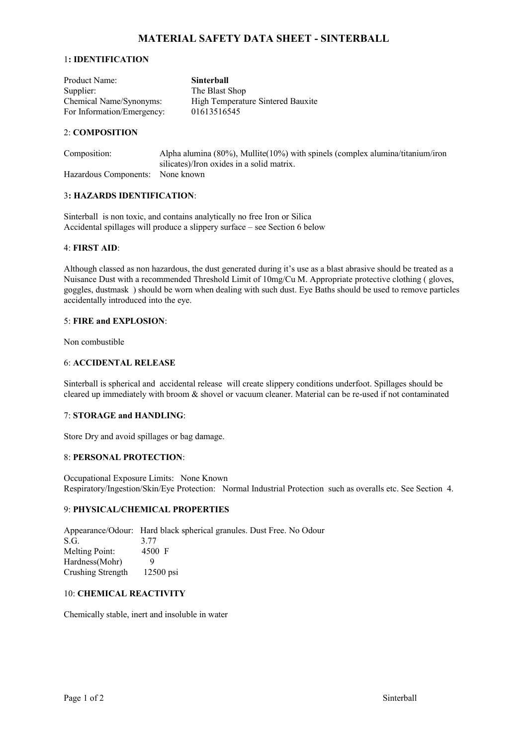# MATERIAL SAFETY DATA SHEET - SINTERBALL

## 1: IDENTIFICATION

| | |
|---|---|
| Product Name: | **Sinterball** |
| Supplier: | The Blast Shop |
| Chemical Name/Synonyms: | High Temperature Sintered Bauxite |
| For Information/Emergency: | 01613516545 |

## 2: COMPOSITION

| | |
|---|---|
| Composition: | Alpha alumina (80%), Mullite(10%) with spinels (complex alumina/titanium/iron silicates)/Iron oxides in a solid matrix. |
| Hazardous Components: | None known |

## 3: HAZARDS IDENTIFICATION:

Sinterball is non toxic, and contains analytically no free Iron or Silica
Accidental spillages will produce a slippery surface – see Section 6 below

## 4: FIRST AID:

Although classed as non hazardous, the dust generated during it's use as a blast abrasive should be treated as a Nuisance Dust with a recommended Threshold Limit of 10mg/Cu M. Appropriate protective clothing ( gloves, goggles, dustmask ) should be worn when dealing with such dust. Eye Baths should be used to remove particles accidentally introduced into the eye.

## 5: FIRE and EXPLOSION:

Non combustible

## 6: ACCIDENTAL RELEASE

Sinterball is spherical and accidental release will create slippery conditions underfoot. Spillages should be cleared up immediately with broom & shovel or vacuum cleaner. Material can be re-used if not contaminated

## 7: STORAGE and HANDLING:

Store Dry and avoid spillages or bag damage.

## 8: PERSONAL PROTECTION:

Occupational Exposure Limits: None Known
Respiratory/Ingestion/Skin/Eye Protection: Normal Industrial Protection such as overalls etc. See Section 4.

## 9: PHYSICAL/CHEMICAL PROPERTIES

| | |
|---|---|
| Appearance/Odour: | Hard black spherical granules. Dust Free. No Odour |
| S.G. | 3.77 |
| Melting Point: | 4500 F |
| Hardness(Mohr) | 9 |
| Crushing Strength | 12500 psi |

## 10: CHEMICAL REACTIVITY

Chemically stable, inert and insoluble in water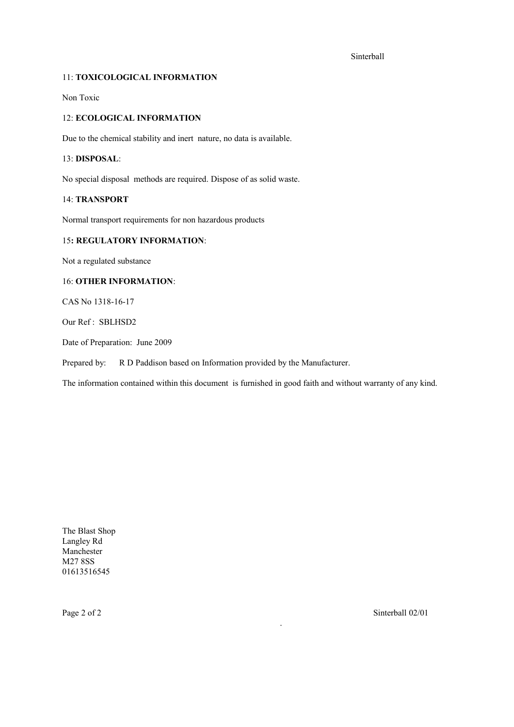## 11: **TOXICOLOGICAL INFORMATION**

Non Toxic

## 12: **ECOLOGICAL INFORMATION**

Due to the chemical stability and inert nature, no data is available.

## 13: **DISPOSAL**:

No special disposal methods are required. Dispose of as solid waste.

## 14: **TRANSPORT**

Normal transport requirements for non hazardous products

## 15**: REGULATORY INFORMATION**:

Not a regulated substance

## 16: **OTHER INFORMATION**:

CAS No 1318-16-17

Our Ref : SBLHSD2

Date of Preparation: June 2009

Prepared by: R D Paddison based on Information provided by the Manufacturer.

The information contained within this document is furnished in good faith and without warranty of any kind.

The Blast Shop
Langley Rd
Manchester
M27 8SS
01613516545